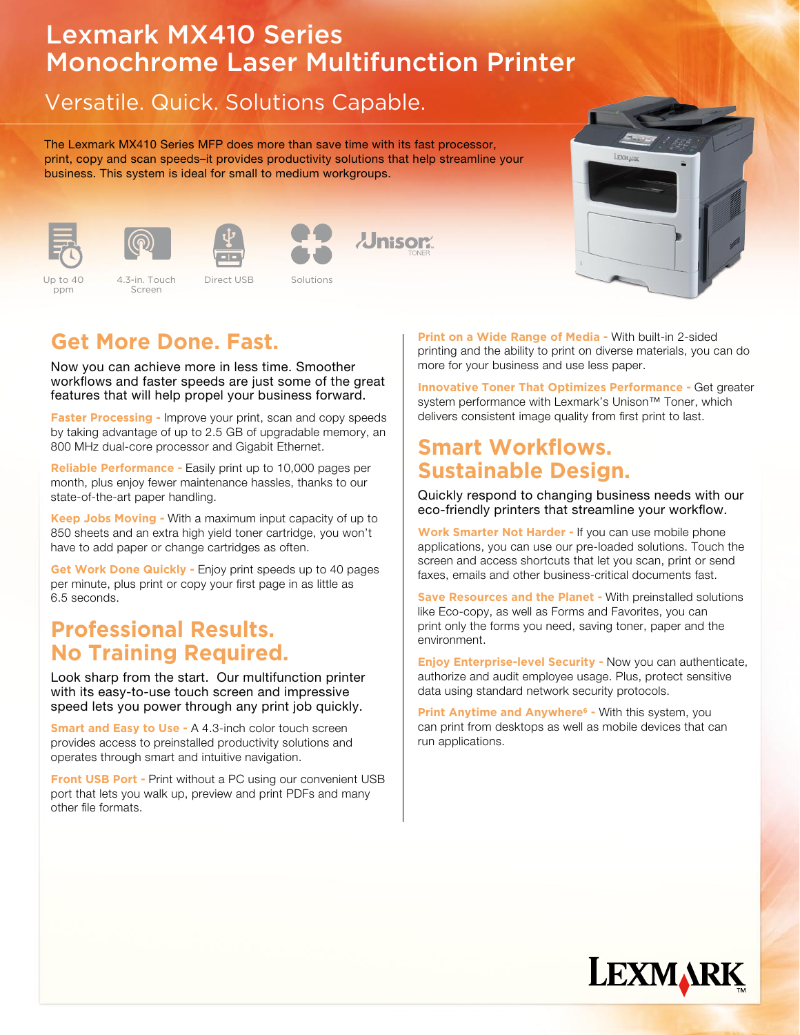# Lexmark MX410 Series Monochrome Laser Multifunction Printer

## Versatile. Quick. Solutions Capable.

The Lexmark MX410 Series MFP does more than save time with its fast processor, print, copy and scan speeds–it provides productivity solutions that help streamline your business. This system is ideal for small to medium workgroups.

Up to 40 ppm | 4.3-in. Touch Screen | Direct USB | Solutions | Unison TONER

## Get More Done. Fast.

Now you can achieve more in less time. Smoother workflows and faster speeds are just some of the great features that will help propel your business forward.

**Faster Processing -** Improve your print, scan and copy speeds by taking advantage of up to 2.5 GB of upgradable memory, an 800 MHz dual-core processor and Gigabit Ethernet.

**Reliable Performance -** Easily print up to 10,000 pages per month, plus enjoy fewer maintenance hassles, thanks to our state-of-the-art paper handling.

**Keep Jobs Moving -** With a maximum input capacity of up to 850 sheets and an extra high yield toner cartridge, you won't have to add paper or change cartridges as often.

**Get Work Done Quickly -** Enjoy print speeds up to 40 pages per minute, plus print or copy your first page in as little as 6.5 seconds.

## Professional Results. No Training Required.

Look sharp from the start. Our multifunction printer with its easy-to-use touch screen and impressive speed lets you power through any print job quickly.

**Smart and Easy to Use -** A 4.3-inch color touch screen provides access to preinstalled productivity solutions and operates through smart and intuitive navigation.

**Front USB Port -** Print without a PC using our convenient USB port that lets you walk up, preview and print PDFs and many other file formats.

**Print on a Wide Range of Media -** With built-in 2-sided printing and the ability to print on diverse materials, you can do more for your business and use less paper.

**Innovative Toner That Optimizes Performance -** Get greater system performance with Lexmark's Unison™ Toner, which delivers consistent image quality from first print to last.

## Smart Workflows. Sustainable Design.

Quickly respond to changing business needs with our eco-friendly printers that streamline your workflow.

**Work Smarter Not Harder -** If you can use mobile phone applications, you can use our pre-loaded solutions. Touch the screen and access shortcuts that let you scan, print or send faxes, emails and other business-critical documents fast.

**Save Resources and the Planet -** With preinstalled solutions like Eco-copy, as well as Forms and Favorites, you can print only the forms you need, saving toner, paper and the environment.

**Enjoy Enterprise-level Security -** Now you can authenticate, authorize and audit employee usage. Plus, protect sensitive data using standard network security protocols.

**Print Anytime and Anywhere[6] -** With this system, you can print from desktops as well as mobile devices that can run applications.

LEXMARK™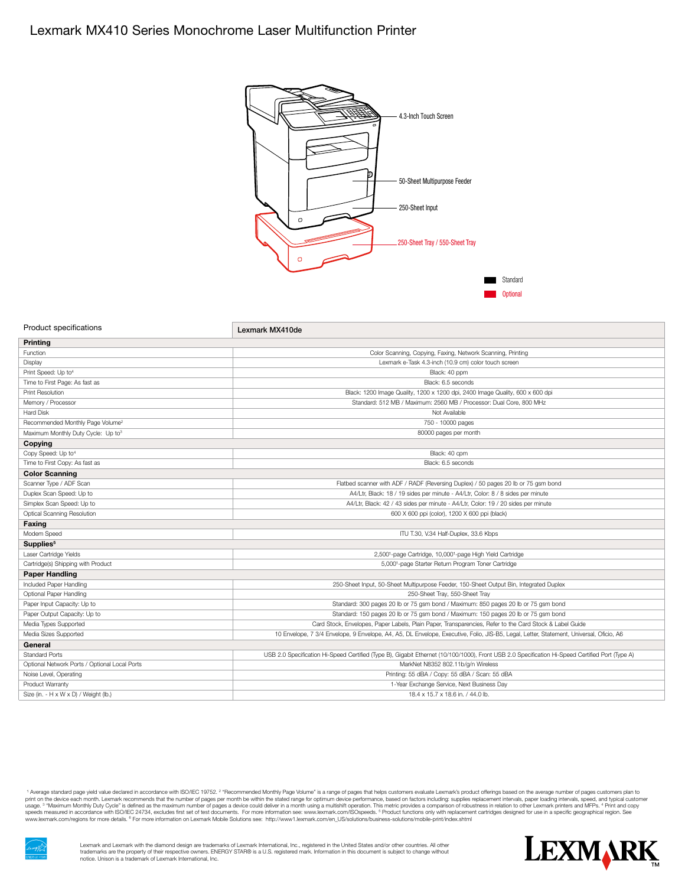# Lexmark MX410 Series Monochrome Laser Multifunction Printer

4.3-Inch Touch Screen

50-Sheet Multipurpose Feeder

250-Sheet Input

250-Sheet Tray / 550-Sheet Tray

Standard

Optional

| Product specifications | Lexmark MX410de |
|---|---|
| **Printing** | |
| Function | Color Scanning, Copying, Faxing, Network Scanning, Printing |
| Display | Lexmark e-Task 4.3-inch (10.9 cm) color touch screen |
| Print Speed: Up to[4] | Black: 40 ppm |
| Time to First Page: As fast as | Black: 6.5 seconds |
| Print Resolution | Black: 1200 Image Quality, 1200 x 1200 dpi, 2400 Image Quality, 600 x 600 dpi |
| Memory / Processor | Standard: 512 MB / Maximum: 2560 MB / Processor: Dual Core, 800 MHz |
| Hard Disk | Not Available |
| Recommended Monthly Page Volume[2] | 750 - 10000 pages |
| Maximum Monthly Duty Cycle: Up to[3] | 80000 pages per month |
| **Copying** | |
| Copy Speed: Up to[4] | Black: 40 cpm |
| Time to First Copy: As fast as | Black: 6.5 seconds |
| **Color Scanning** | |
| Scanner Type / ADF Scan | Flatbed scanner with ADF / RADF (Reversing Duplex) / 50 pages 20 lb or 75 gsm bond |
| Duplex Scan Speed: Up to | A4/Ltr, Black: 18 / 19 sides per minute - A4/Ltr, Color: 8 / 8 sides per minute |
| Simplex Scan Speed: Up to | A4/Ltr, Black: 42 / 43 sides per minute - A4/Ltr, Color: 19 / 20 sides per minute |
| Optical Scanning Resolution | 600 X 600 ppi (color), 1200 X 600 ppi (black) |
| **Faxing** | |
| Modem Speed | ITU T.30, V.34 Half-Duplex, 33.6 Kbps |
| **Supplies[5]** | |
| Laser Cartridge Yields | 2,500[1]-page Cartridge, 10,000[1]-page High Yield Cartridge |
| Cartridge(s) Shipping with Product | 5,000[1]-page Starter Return Program Toner Cartridge |
| **Paper Handling** | |
| Included Paper Handling | 250-Sheet Input, 50-Sheet Multipurpose Feeder, 150-Sheet Output Bin, Integrated Duplex |
| Optional Paper Handling | 250-Sheet Tray, 550-Sheet Tray |
| Paper Input Capacity: Up to | Standard: 300 pages 20 lb or 75 gsm bond / Maximum: 850 pages 20 lb or 75 gsm bond |
| Paper Output Capacity: Up to | Standard: 150 pages 20 lb or 75 gsm bond / Maximum: 150 pages 20 lb or 75 gsm bond |
| Media Types Supported | Card Stock, Envelopes, Paper Labels, Plain Paper, Transparencies, Refer to the Card Stock & Label Guide |
| Media Sizes Supported | 10 Envelope, 7 3/4 Envelope, 9 Envelope, A4, A5, DL Envelope, Executive, Folio, JIS-B5, Legal, Letter, Statement, Universal, Oficio, A6 |
| **General** | |
| Standard Ports | USB 2.0 Specification Hi-Speed Certified (Type B), Gigabit Ethernet (10/100/1000), Front USB 2.0 Specification Hi-Speed Certified Port (Type A) |
| Optional Network Ports / Optional Local Ports | MarkNet N8352 802.11b/g/n Wireless |
| Noise Level, Operating | Printing: 55 dBA / Copy: 55 dBA / Scan: 55 dBA |
| Product Warranty | 1-Year Exchange Service, Next Business Day |
| Size (in. - H x W x D) / Weight (lb.) | 18.4 x 15.7 x 18.6 in. / 44.0 lb. |

[1] Average standard page yield value declared in accordance with ISO/IEC 19752. [2] "Recommended Monthly Page Volume" is a range of pages that helps customers evaluate Lexmark's product offerings based on the average number of pages customers plan to print on the device each month. Lexmark recommends that the number of pages per month be within the stated range for optimum device performance, based on factors including: supplies replacement intervals, paper loading intervals, speed, and typical customer usage. [3] "Maximum Monthly Duty Cycle" is defined as the maximum number of pages a device could deliver in a month using a multishift operation. This metric provides a comparison of robustness in relation to other Lexmark printers and MFPs. [4] Print and copy speeds measured in accordance with ISO/IEC 24734, excludes first set of test documents. For more information see: www.lexmark.com/ISOspeeds. [5] Product functions only with replacement cartridges designed for use in a specific geographical region. See www.lexmark.com/regions for more details. [6] For more information on Lexmark Mobile Solutions see: http://www1.lexmark.com/en_US/solutions/business-solutions/mobile-print/index.shtml

Lexmark and Lexmark with the diamond design are trademarks of Lexmark International, Inc., registered in the United States and/or other countries. All other trademarks are the property of their respective owners. ENERGY STAR® is a U.S. registered mark. Information in this document is subject to change without notice. Unison is a trademark of Lexmark International, Inc.